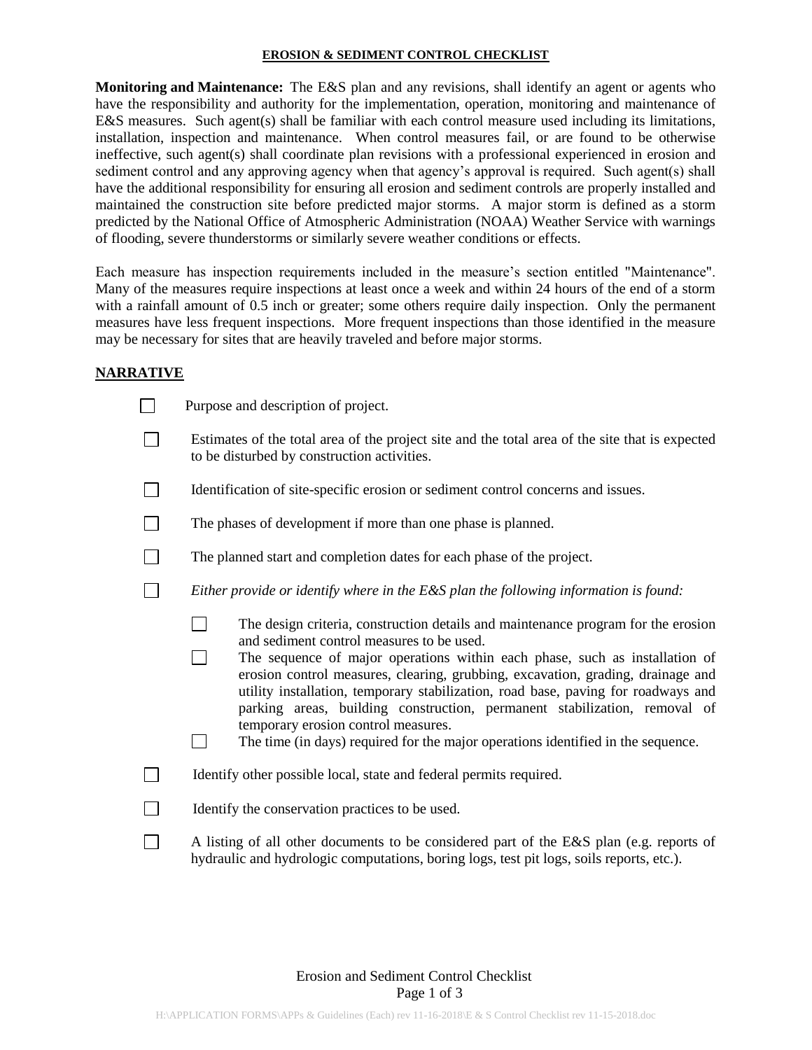# EROSION & SEDIMENT CONTROL CHECKLIST

**Monitoring and Maintenance:** The E&S plan and any revisions, shall identify an agent or agents who have the responsibility and authority for the implementation, operation, monitoring and maintenance of E&S measures. Such agent(s) shall be familiar with each control measure used including its limitations, installation, inspection and maintenance. When control measures fail, or are found to be otherwise ineffective, such agent(s) shall coordinate plan revisions with a professional experienced in erosion and sediment control and any approving agency when that agency's approval is required. Such agent(s) shall have the additional responsibility for ensuring all erosion and sediment controls are properly installed and maintained the construction site before predicted major storms. A major storm is defined as a storm predicted by the National Office of Atmospheric Administration (NOAA) Weather Service with warnings of flooding, severe thunderstorms or similarly severe weather conditions or effects.

Each measure has inspection requirements included in the measure's section entitled "Maintenance". Many of the measures require inspections at least once a week and within 24 hours of the end of a storm with a rainfall amount of 0.5 inch or greater; some others require daily inspection. Only the permanent measures have less frequent inspections. More frequent inspections than those identified in the measure may be necessary for sites that are heavily traveled and before major storms.

## NARRATIVE

- ☐ Purpose and description of project.
- ☐ Estimates of the total area of the project site and the total area of the site that is expected to be disturbed by construction activities.
- ☐ Identification of site-specific erosion or sediment control concerns and issues.
- ☐ The phases of development if more than one phase is planned.
- ☐ The planned start and completion dates for each phase of the project.
- ☐ *Either provide or identify where in the E&S plan the following information is found:*
  - ☐ The design criteria, construction details and maintenance program for the erosion and sediment control measures to be used.
  - ☐ The sequence of major operations within each phase, such as installation of erosion control measures, clearing, grubbing, excavation, grading, drainage and utility installation, temporary stabilization, road base, paving for roadways and parking areas, building construction, permanent stabilization, removal of temporary erosion control measures.
  - ☐ The time (in days) required for the major operations identified in the sequence.
- ☐ Identify other possible local, state and federal permits required.
- ☐ Identify the conservation practices to be used.
- ☐ A listing of all other documents to be considered part of the E&S plan (e.g. reports of hydraulic and hydrologic computations, boring logs, test pit logs, soils reports, etc.).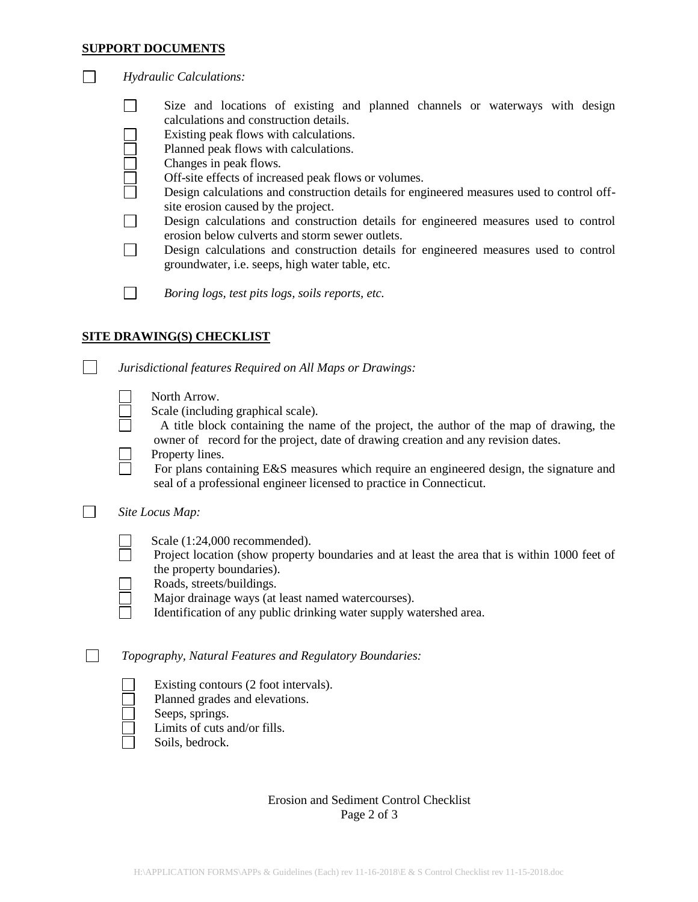## SUPPORT DOCUMENTS

- [ ] *Hydraulic Calculations:*
  - [ ] Size and locations of existing and planned channels or waterways with design calculations and construction details.
  - [ ] Existing peak flows with calculations.
  - [ ] Planned peak flows with calculations.
  - [ ] Changes in peak flows.
  - [ ] Off-site effects of increased peak flows or volumes.
  - [ ] Design calculations and construction details for engineered measures used to control off-site erosion caused by the project.
  - [ ] Design calculations and construction details for engineered measures used to control erosion below culverts and storm sewer outlets.
  - [ ] Design calculations and construction details for engineered measures used to control groundwater, i.e. seeps, high water table, etc.
  - [ ] *Boring logs, test pits logs, soils reports, etc.*

## SITE DRAWING(S) CHECKLIST

- [ ] *Jurisdictional features Required on All Maps or Drawings:*
  - [ ] North Arrow.
  - [ ] Scale (including graphical scale).
  - [ ] A title block containing the name of the project, the author of the map of drawing, the owner of record for the project, date of drawing creation and any revision dates.
  - [ ] Property lines.
  - [ ] For plans containing E&S measures which require an engineered design, the signature and seal of a professional engineer licensed to practice in Connecticut.

- [ ] *Site Locus Map:*
  - [ ] Scale (1:24,000 recommended).
  - [ ] Project location (show property boundaries and at least the area that is within 1000 feet of the property boundaries).
  - [ ] Roads, streets/buildings.
  - [ ] Major drainage ways (at least named watercourses).
  - [ ] Identification of any public drinking water supply watershed area.

- [ ] *Topography, Natural Features and Regulatory Boundaries:*
  - [ ] Existing contours (2 foot intervals).
  - [ ] Planned grades and elevations.
  - [ ] Seeps, springs.
  - [ ] Limits of cuts and/or fills.
  - [ ] Soils, bedrock.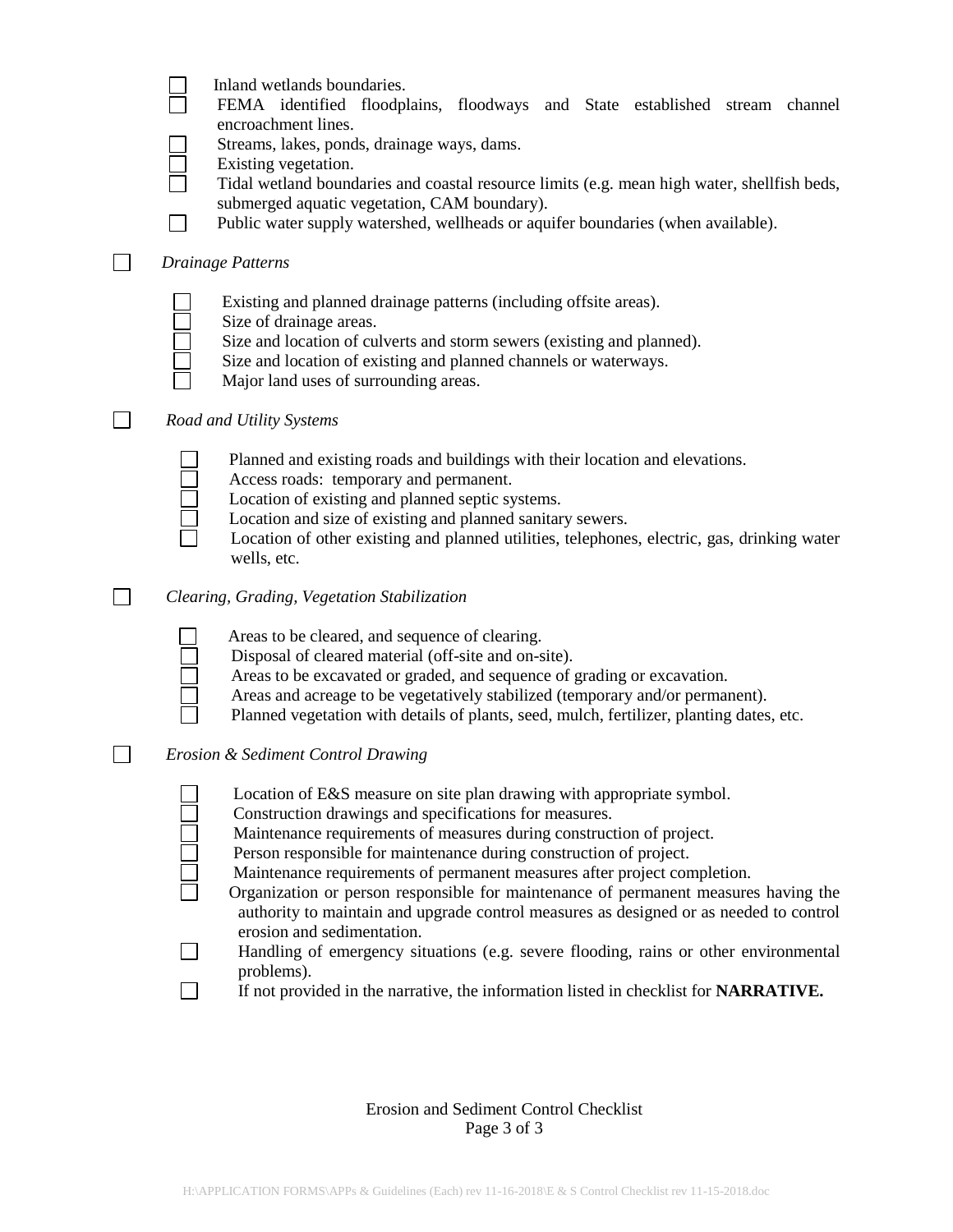- [ ] Inland wetlands boundaries.
- [ ] FEMA identified floodplains, floodways and State established stream channel encroachment lines.
- [ ] Streams, lakes, ponds, drainage ways, dams.
- [ ] Existing vegetation.
- [ ] Tidal wetland boundaries and coastal resource limits (e.g. mean high water, shellfish beds, submerged aquatic vegetation, CAM boundary).
- [ ] Public water supply watershed, wellheads or aquifer boundaries (when available).

- [ ] *Drainage Patterns*
  - [ ] Existing and planned drainage patterns (including offsite areas).
  - [ ] Size of drainage areas.
  - [ ] Size and location of culverts and storm sewers (existing and planned).
  - [ ] Size and location of existing and planned channels or waterways.
  - [ ] Major land uses of surrounding areas.

- [ ] *Road and Utility Systems*
  - [ ] Planned and existing roads and buildings with their location and elevations.
  - [ ] Access roads: temporary and permanent.
  - [ ] Location of existing and planned septic systems.
  - [ ] Location and size of existing and planned sanitary sewers.
  - [ ] Location of other existing and planned utilities, telephones, electric, gas, drinking water wells, etc.

- [ ] *Clearing, Grading, Vegetation Stabilization*
  - [ ] Areas to be cleared, and sequence of clearing.
  - [ ] Disposal of cleared material (off-site and on-site).
  - [ ] Areas to be excavated or graded, and sequence of grading or excavation.
  - [ ] Areas and acreage to be vegetatively stabilized (temporary and/or permanent).
  - [ ] Planned vegetation with details of plants, seed, mulch, fertilizer, planting dates, etc.

- [ ] *Erosion & Sediment Control Drawing*
  - [ ] Location of E&S measure on site plan drawing with appropriate symbol.
  - [ ] Construction drawings and specifications for measures.
  - [ ] Maintenance requirements of measures during construction of project.
  - [ ] Person responsible for maintenance during construction of project.
  - [ ] Maintenance requirements of permanent measures after project completion.
  - [ ] Organization or person responsible for maintenance of permanent measures having the authority to maintain and upgrade control measures as designed or as needed to control erosion and sedimentation.
  - [ ] Handling of emergency situations (e.g. severe flooding, rains or other environmental problems).
  - [ ] If not provided in the narrative, the information listed in checklist for **NARRATIVE.**